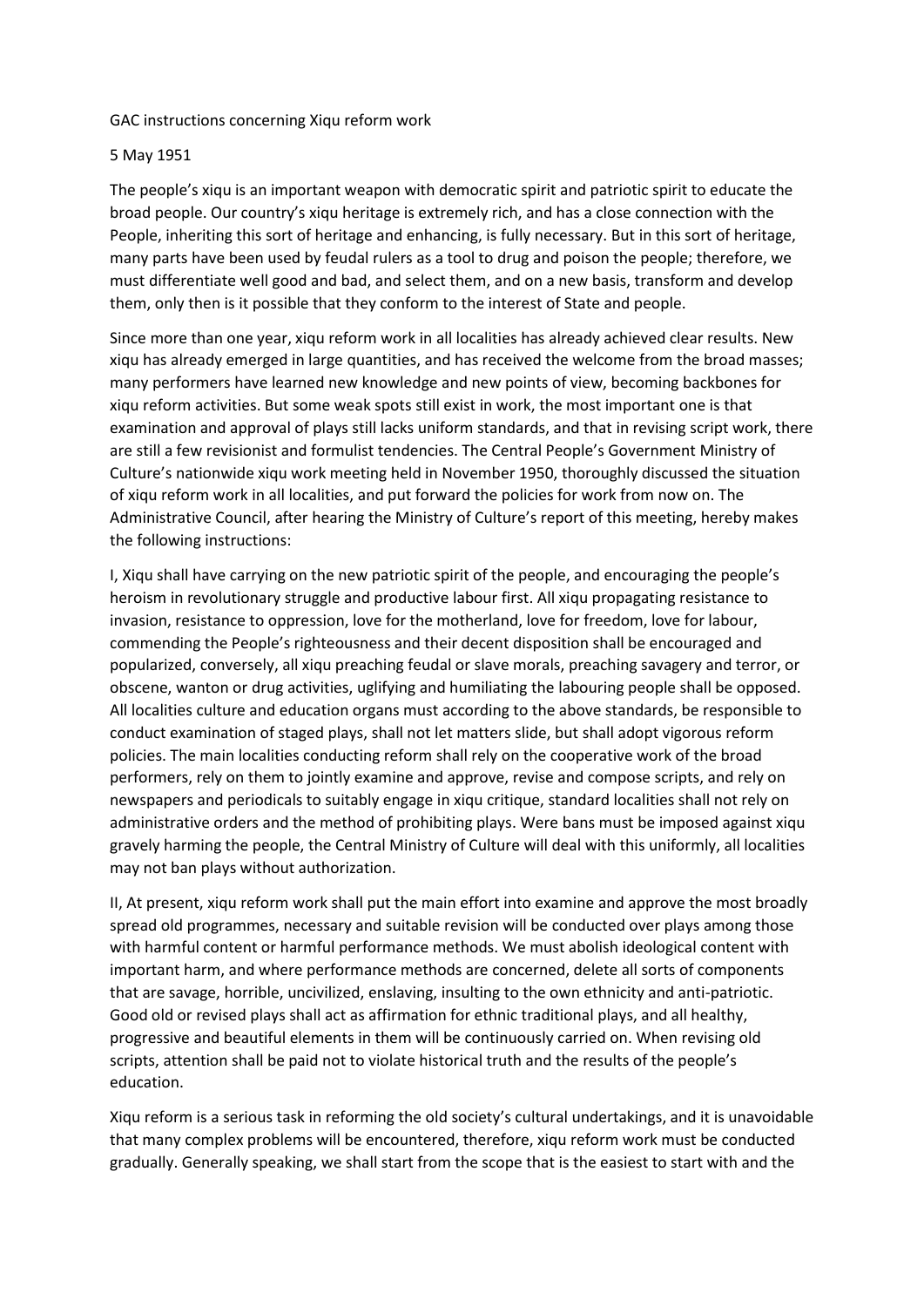GAC instructions concerning Xiqu reform work

5 May 1951

The people's xiqu is an important weapon with democratic spirit and patriotic spirit to educate the broad people. Our country's xiqu heritage is extremely rich, and has a close connection with the People, inheriting this sort of heritage and enhancing, is fully necessary. But in this sort of heritage, many parts have been used by feudal rulers as a tool to drug and poison the people; therefore, we must differentiate well good and bad, and select them, and on a new basis, transform and develop them, only then is it possible that they conform to the interest of State and people.

Since more than one year, xiqu reform work in all localities has already achieved clear results. New xiqu has already emerged in large quantities, and has received the welcome from the broad masses; many performers have learned new knowledge and new points of view, becoming backbones for xiqu reform activities. But some weak spots still exist in work, the most important one is that examination and approval of plays still lacks uniform standards, and that in revising script work, there are still a few revisionist and formulist tendencies. The Central People's Government Ministry of Culture's nationwide xiqu work meeting held in November 1950, thoroughly discussed the situation of xiqu reform work in all localities, and put forward the policies for work from now on. The Administrative Council, after hearing the Ministry of Culture's report of this meeting, hereby makes the following instructions:

I, Xiqu shall have carrying on the new patriotic spirit of the people, and encouraging the people's heroism in revolutionary struggle and productive labour first. All xiqu propagating resistance to invasion, resistance to oppression, love for the motherland, love for freedom, love for labour, commending the People's righteousness and their decent disposition shall be encouraged and popularized, conversely, all xiqu preaching feudal or slave morals, preaching savagery and terror, or obscene, wanton or drug activities, uglifying and humiliating the labouring people shall be opposed. All localities culture and education organs must according to the above standards, be responsible to conduct examination of staged plays, shall not let matters slide, but shall adopt vigorous reform policies. The main localities conducting reform shall rely on the cooperative work of the broad performers, rely on them to jointly examine and approve, revise and compose scripts, and rely on newspapers and periodicals to suitably engage in xiqu critique, standard localities shall not rely on administrative orders and the method of prohibiting plays. Were bans must be imposed against xiqu gravely harming the people, the Central Ministry of Culture will deal with this uniformly, all localities may not ban plays without authorization.

II, At present, xiqu reform work shall put the main effort into examine and approve the most broadly spread old programmes, necessary and suitable revision will be conducted over plays among those with harmful content or harmful performance methods. We must abolish ideological content with important harm, and where performance methods are concerned, delete all sorts of components that are savage, horrible, uncivilized, enslaving, insulting to the own ethnicity and anti-patriotic. Good old or revised plays shall act as affirmation for ethnic traditional plays, and all healthy, progressive and beautiful elements in them will be continuously carried on. When revising old scripts, attention shall be paid not to violate historical truth and the results of the people's education.

Xiqu reform is a serious task in reforming the old society's cultural undertakings, and it is unavoidable that many complex problems will be encountered, therefore, xiqu reform work must be conducted gradually. Generally speaking, we shall start from the scope that is the easiest to start with and the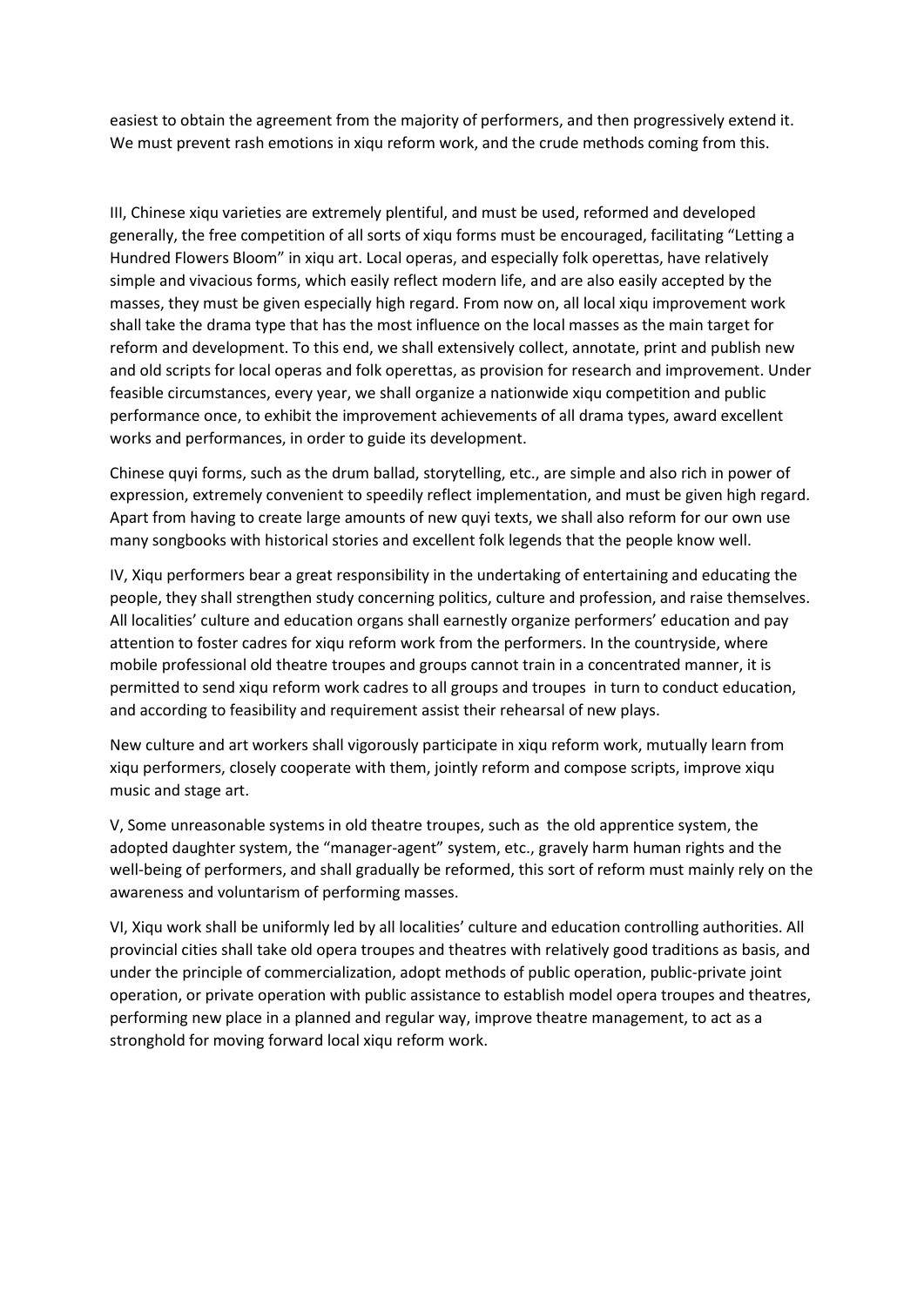easiest to obtain the agreement from the majority of performers, and then progressively extend it. We must prevent rash emotions in xiqu reform work, and the crude methods coming from this.

III, Chinese xiqu varieties are extremely plentiful, and must be used, reformed and developed generally, the free competition of all sorts of xiqu forms must be encouraged, facilitating "Letting a Hundred Flowers Bloom" in xiqu art. Local operas, and especially folk operettas, have relatively simple and vivacious forms, which easily reflect modern life, and are also easily accepted by the masses, they must be given especially high regard. From now on, all local xiqu improvement work shall take the drama type that has the most influence on the local masses as the main target for reform and development. To this end, we shall extensively collect, annotate, print and publish new and old scripts for local operas and folk operettas, as provision for research and improvement. Under feasible circumstances, every year, we shall organize a nationwide xiqu competition and public performance once, to exhibit the improvement achievements of all drama types, award excellent works and performances, in order to guide its development.

Chinese quyi forms, such as the drum ballad, storytelling, etc., are simple and also rich in power of expression, extremely convenient to speedily reflect implementation, and must be given high regard. Apart from having to create large amounts of new quyi texts, we shall also reform for our own use many songbooks with historical stories and excellent folk legends that the people know well.

IV, Xiqu performers bear a great responsibility in the undertaking of entertaining and educating the people, they shall strengthen study concerning politics, culture and profession, and raise themselves. All localities' culture and education organs shall earnestly organize performers' education and pay attention to foster cadres for xiqu reform work from the performers. In the countryside, where mobile professional old theatre troupes and groups cannot train in a concentrated manner, it is permitted to send xiqu reform work cadres to all groups and troupes in turn to conduct education, and according to feasibility and requirement assist their rehearsal of new plays.

New culture and art workers shall vigorously participate in xiqu reform work, mutually learn from xiqu performers, closely cooperate with them, jointly reform and compose scripts, improve xiqu music and stage art.

V, Some unreasonable systems in old theatre troupes, such as the old apprentice system, the adopted daughter system, the "manager-agent" system, etc., gravely harm human rights and the well-being of performers, and shall gradually be reformed, this sort of reform must mainly rely on the awareness and voluntarism of performing masses.

VI, Xiqu work shall be uniformly led by all localities' culture and education controlling authorities. All provincial cities shall take old opera troupes and theatres with relatively good traditions as basis, and under the principle of commercialization, adopt methods of public operation, public-private joint operation, or private operation with public assistance to establish model opera troupes and theatres, performing new place in a planned and regular way, improve theatre management, to act as a stronghold for moving forward local xiqu reform work.